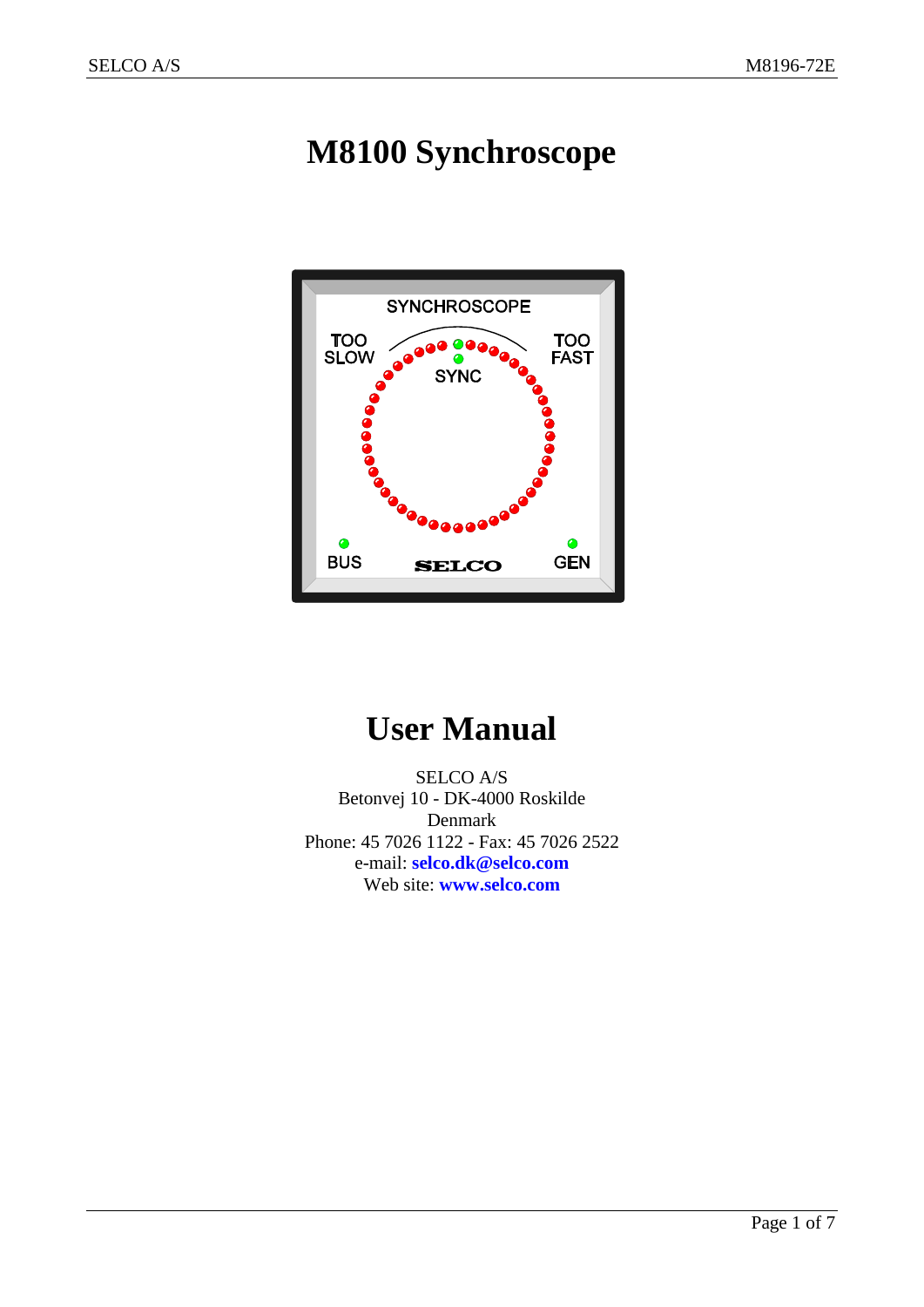# M8100 Synchroscope

# User Manual

SELCO A/S
Betonvej 10 - DK-4000 Roskilde
Denmark
Phone: 45 7026 1122 - Fax: 45 7026 2522
e-mail: **selco.dk@selco.com**
Web site: **www.selco.com**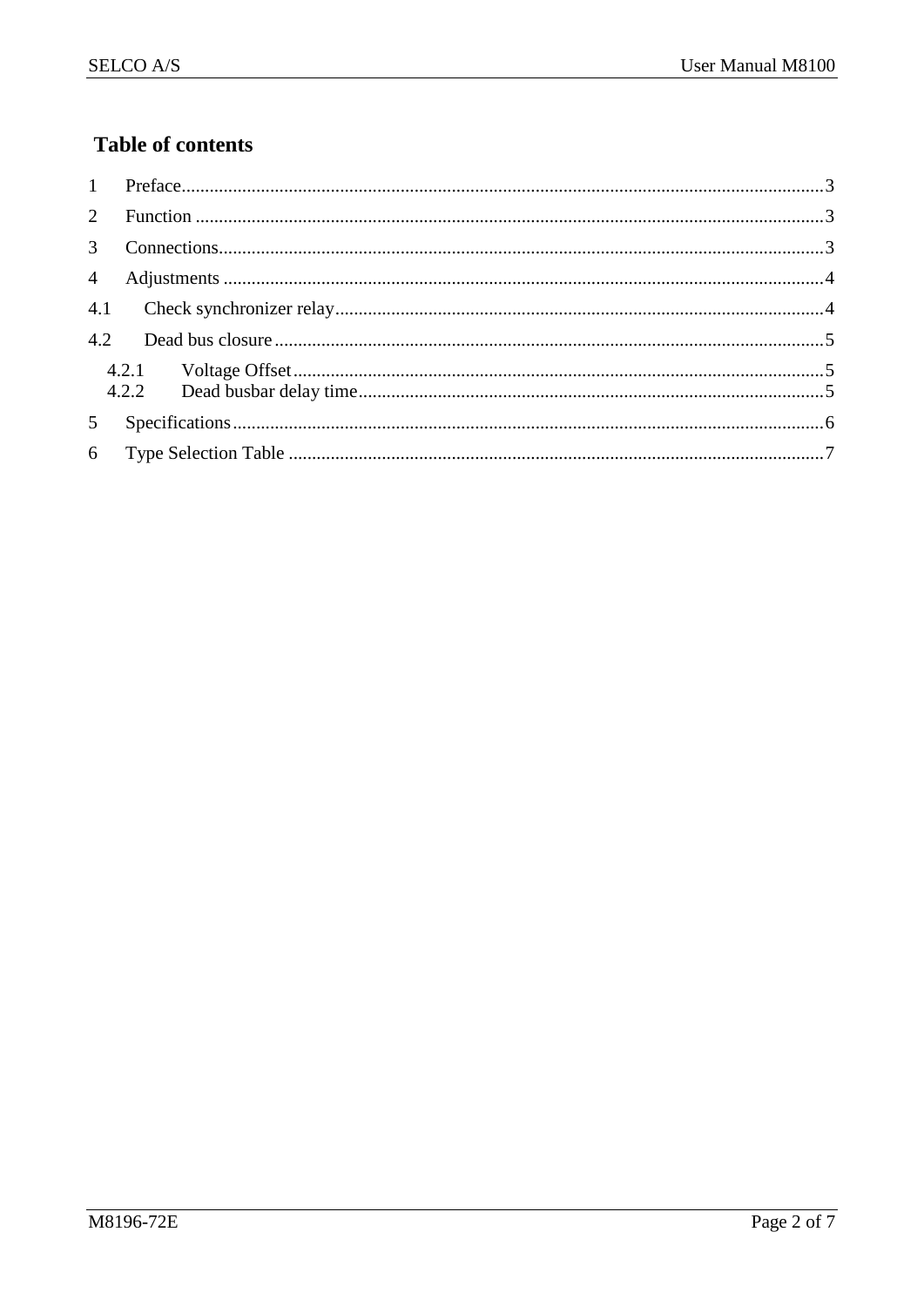# Table of contents

1 Preface ... 3

2 Function ... 3

3 Connections ... 3

4 Adjustments ... 4

4.1 Check synchronizer relay ... 4

4.2 Dead bus closure ... 5

4.2.1 Voltage Offset ... 5

4.2.2 Dead busbar delay time ... 5

5 Specifications ... 6

6 Type Selection Table ... 7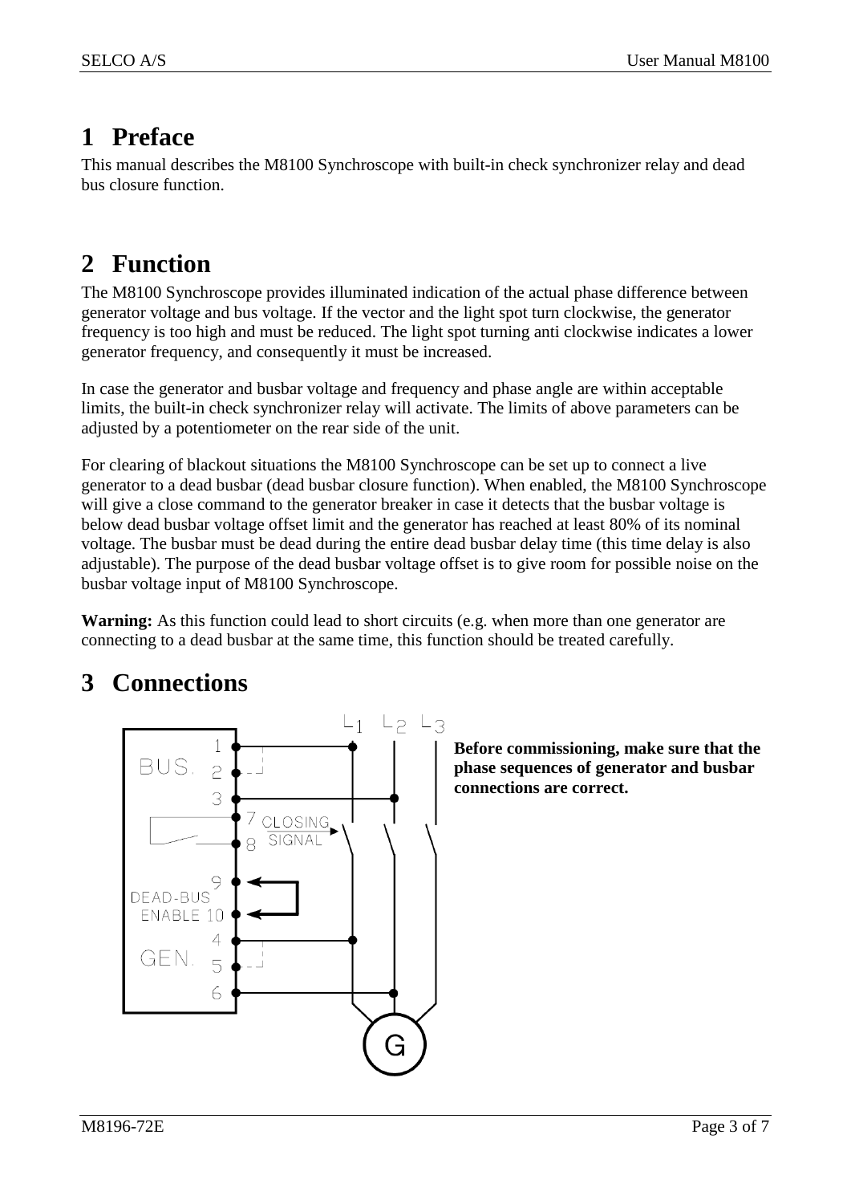# 1 Preface

This manual describes the M8100 Synchroscope with built-in check synchronizer relay and dead bus closure function.

# 2 Function

The M8100 Synchroscope provides illuminated indication of the actual phase difference between generator voltage and bus voltage. If the vector and the light spot turn clockwise, the generator frequency is too high and must be reduced. The light spot turning anti clockwise indicates a lower generator frequency, and consequently it must be increased.

In case the generator and busbar voltage and frequency and phase angle are within acceptable limits, the built-in check synchronizer relay will activate. The limits of above parameters can be adjusted by a potentiometer on the rear side of the unit.

For clearing of blackout situations the M8100 Synchroscope can be set up to connect a live generator to a dead busbar (dead busbar closure function). When enabled, the M8100 Synchroscope will give a close command to the generator breaker in case it detects that the busbar voltage is below dead busbar voltage offset limit and the generator has reached at least 80% of its nominal voltage. The busbar must be dead during the entire dead busbar delay time (this time delay is also adjustable). The purpose of the dead busbar voltage offset is to give room for possible noise on the busbar voltage input of M8100 Synchroscope.

**Warning:** As this function could lead to short circuits (e.g. when more than one generator are connecting to a dead busbar at the same time, this function should be treated carefully.

# 3 Connections

**Before commissioning, make sure that the phase sequences of generator and busbar connections are correct.**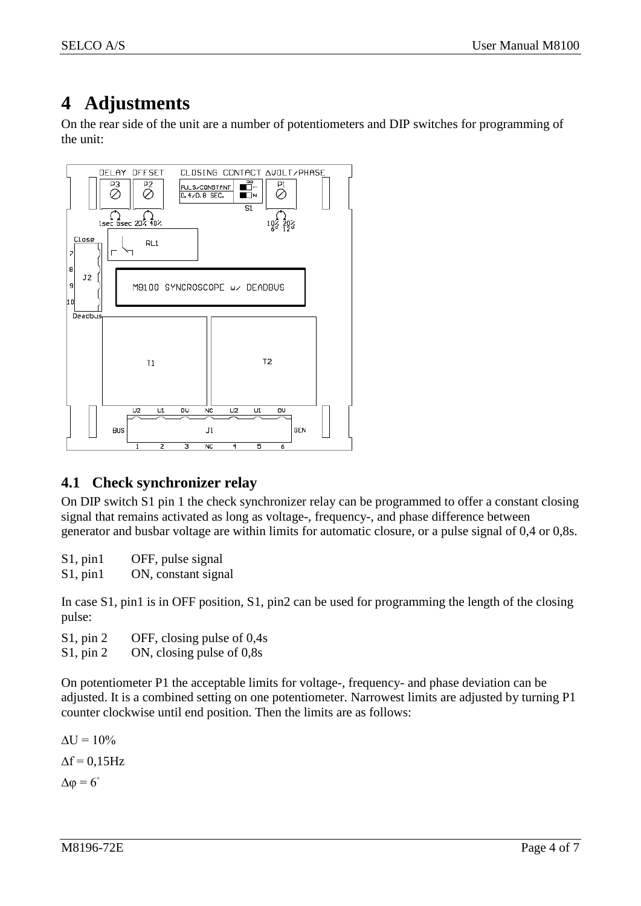# 4 Adjustments

On the rear side of the unit are a number of potentiometers and DIP switches for programming of the unit:

## 4.1 Check synchronizer relay

On DIP switch S1 pin 1 the check synchronizer relay can be programmed to offer a constant closing signal that remains activated as long as voltage-, frequency-, and phase difference between generator and busbar voltage are within limits for automatic closure, or a pulse signal of 0,4 or 0,8s.

S1, pin1 OFF, pulse signal
S1, pin1 ON, constant signal

In case S1, pin1 is in OFF position, S1, pin2 can be used for programming the length of the closing pulse:

S1, pin 2 OFF, closing pulse of 0,4s
S1, pin 2 ON, closing pulse of 0,8s

On potentiometer P1 the acceptable limits for voltage-, frequency- and phase deviation can be adjusted. It is a combined setting on one potentiometer. Narrowest limits are adjusted by turning P1 counter clockwise until end position. Then the limits are as follows:

$\Delta U = 10\%$

$\Delta f = 0{,}15\text{Hz}$

$\Delta \varphi = 6^\circ$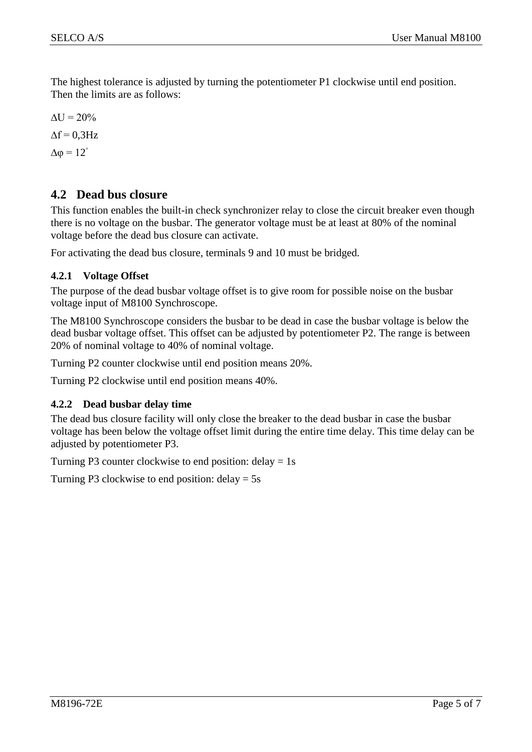The highest tolerance is adjusted by turning the potentiometer P1 clockwise until end position. Then the limits are as follows:

$\Delta U = 20\%$

$\Delta f = 0{,}3\text{Hz}$

$\Delta\varphi = 12^{\circ}$

## 4.2 Dead bus closure

This function enables the built-in check synchronizer relay to close the circuit breaker even though there is no voltage on the busbar. The generator voltage must be at least at 80% of the nominal voltage before the dead bus closure can activate.

For activating the dead bus closure, terminals 9 and 10 must be bridged.

### 4.2.1 Voltage Offset

The purpose of the dead busbar voltage offset is to give room for possible noise on the busbar voltage input of M8100 Synchroscope.

The M8100 Synchroscope considers the busbar to be dead in case the busbar voltage is below the dead busbar voltage offset. This offset can be adjusted by potentiometer P2. The range is between 20% of nominal voltage to 40% of nominal voltage.

Turning P2 counter clockwise until end position means 20%.

Turning P2 clockwise until end position means 40%.

### 4.2.2 Dead busbar delay time

The dead bus closure facility will only close the breaker to the dead busbar in case the busbar voltage has been below the voltage offset limit during the entire time delay. This time delay can be adjusted by potentiometer P3.

Turning P3 counter clockwise to end position: delay = 1s

Turning P3 clockwise to end position: delay = 5s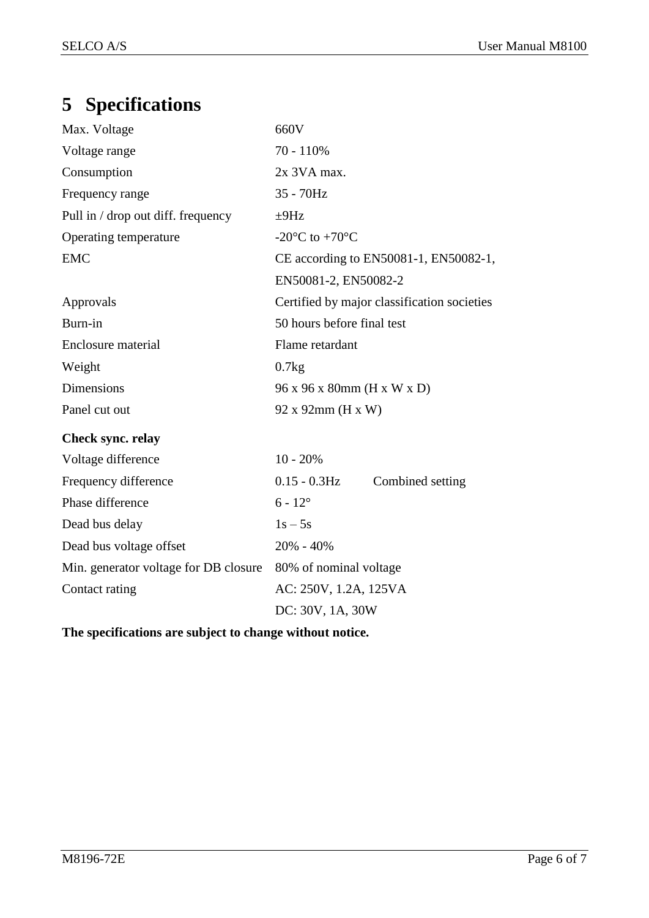# 5 Specifications

| | |
|---|---|
| Max. Voltage | 660V |
| Voltage range | 70 - 110% |
| Consumption | 2x 3VA max. |
| Frequency range | 35 - 70Hz |
| Pull in / drop out diff. frequency | ±9Hz |
| Operating temperature | -20°C to +70°C |
| EMC | CE according to EN50081-1, EN50082-1, EN50081-2, EN50082-2 |
| Approvals | Certified by major classification societies |
| Burn-in | 50 hours before final test |
| Enclosure material | Flame retardant |
| Weight | 0.7kg |
| Dimensions | 96 x 96 x 80mm (H x W x D) |
| Panel cut out | 92 x 92mm (H x W) |

**Check sync. relay**

| | | |
|---|---|---|
| Voltage difference | 10 - 20% | |
| Frequency difference | 0.15 - 0.3Hz | Combined setting |
| Phase difference | 6 - 12° | |
| Dead bus delay | 1s – 5s | |
| Dead bus voltage offset | 20% - 40% | |
| Min. generator voltage for DB closure | 80% of nominal voltage | |
| Contact rating | AC: 250V, 1.2A, 125VA<br>DC: 30V, 1A, 30W | |

**The specifications are subject to change without notice.**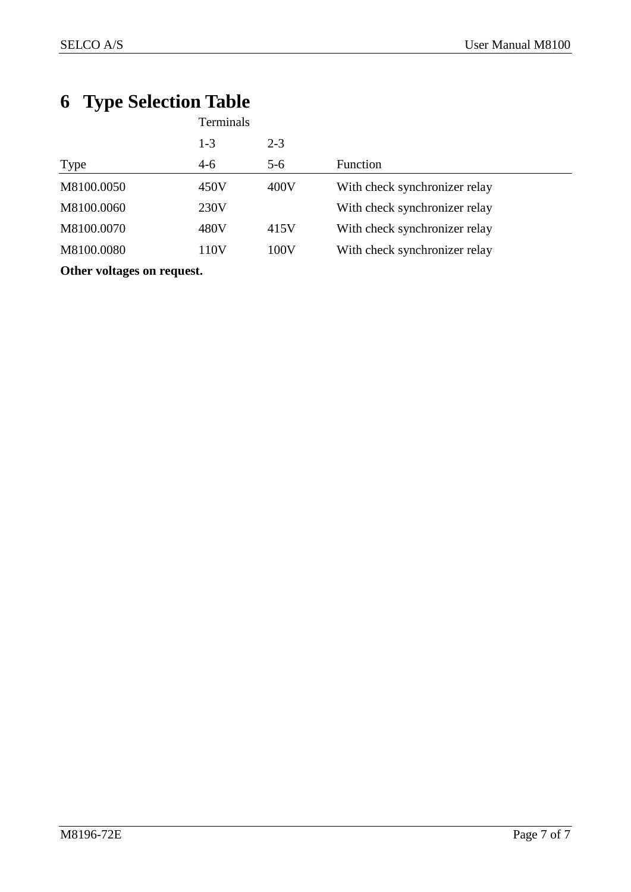# 6 Type Selection Table

| | Terminals | | |
|---|---|---|---|
| | 1-3 | 2-3 | |
| Type | 4-6 | 5-6 | Function |
| M8100.0050 | 450V | 400V | With check synchronizer relay |
| M8100.0060 | 230V | | With check synchronizer relay |
| M8100.0070 | 480V | 415V | With check synchronizer relay |
| M8100.0080 | 110V | 100V | With check synchronizer relay |

**Other voltages on request.**